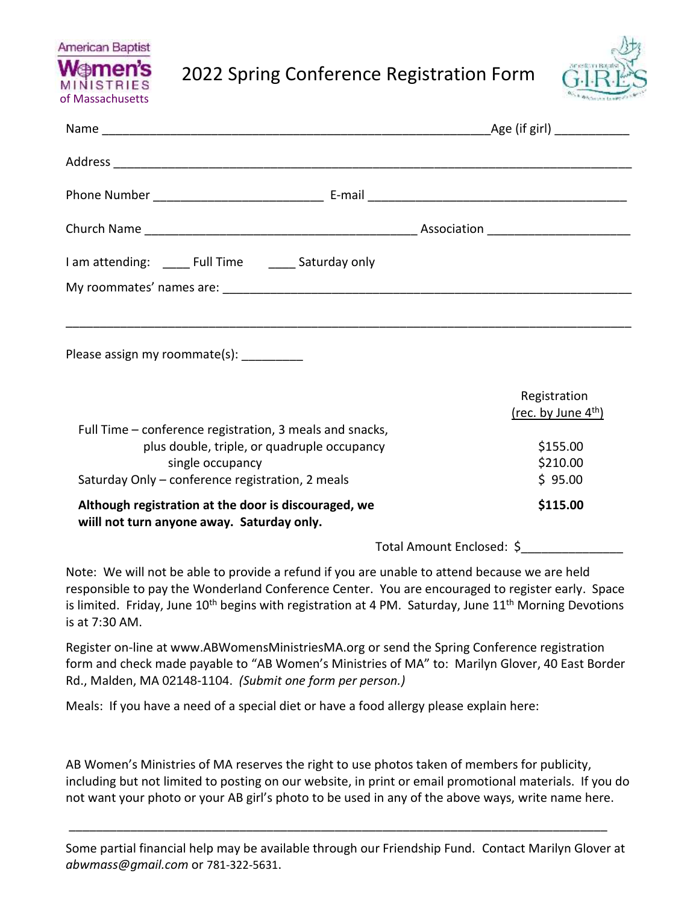American Baptist Women's Ministries of Massachusetts

# 2022 Spring Conference Registration Form

American Baptist GIRLS

Name ________________________________________________________Age (if girl) ___________

Address __________________________________________________________________________

Phone Number ________________________ E-mail _____________________________________

Church Name ______________________________________ Association ____________________

I am attending: ____ Full Time ____ Saturday only

My roommates' names are: _______________________________________________________

__________________________________________________________________________________

Please assign my roommate(s): _________

| | Registration (rec. by June 4th) |
|---|---|
| Full Time – conference registration, 3 meals and snacks, | |
| plus double, triple, or quadruple occupancy | $155.00 |
| single occupancy | $210.00 |
| Saturday Only – conference registration, 2 meals | $ 95.00 |
| **Although registration at the door is discouraged, we wiill not turn anyone away. Saturday only.** | **$115.00** |

Total Amount Enclosed: $______________

Note: We will not be able to provide a refund if you are unable to attend because we are held responsible to pay the Wonderland Conference Center. You are encouraged to register early. Space is limited. Friday, June 10th begins with registration at 4 PM. Saturday, June 11th Morning Devotions is at 7:30 AM.

Register on-line at www.ABWomensMinistriesMA.org or send the Spring Conference registration form and check made payable to "AB Women's Ministries of MA" to: Marilyn Glover, 40 East Border Rd., Malden, MA 02148-1104. *(Submit one form per person.)*

Meals: If you have a need of a special diet or have a food allergy please explain here:

AB Women's Ministries of MA reserves the right to use photos taken of members for publicity, including but not limited to posting on our website, in print or email promotional materials. If you do not want your photo or your AB girl's photo to be used in any of the above ways, write name here.

__________________________________________________________________________________

Some partial financial help may be available through our Friendship Fund. Contact Marilyn Glover at *abwmass@gmail.com* or 781-322-5631.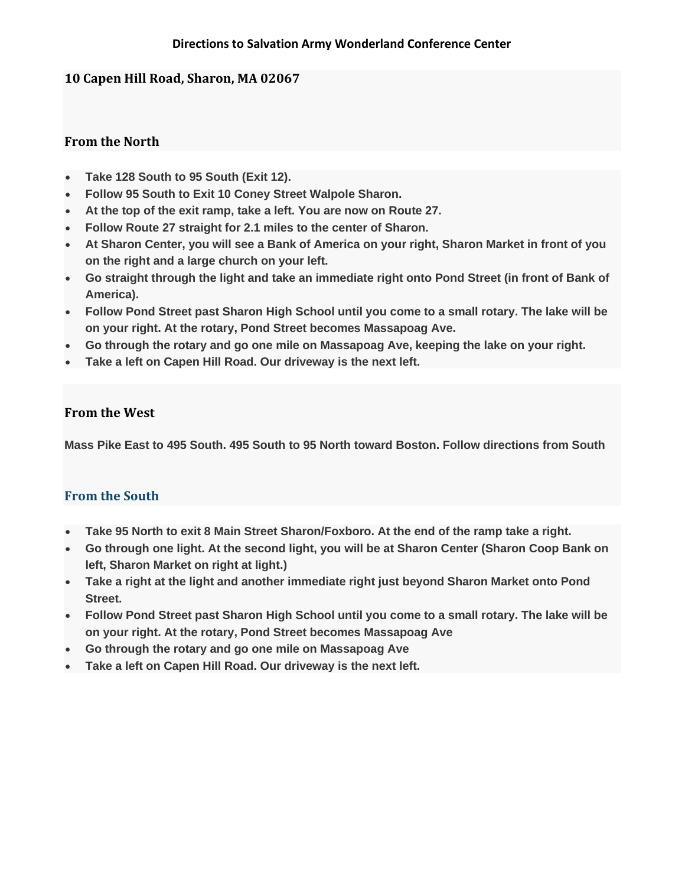# Directions to Salvation Army Wonderland Conference Center

## 10 Capen Hill Road, Sharon, MA 02067

## From the North

- **Take 128 South to 95 South (Exit 12).**
- **Follow 95 South to Exit 10 Coney Street Walpole Sharon.**
- **At the top of the exit ramp, take a left. You are now on Route 27.**
- **Follow Route 27 straight for 2.1 miles to the center of Sharon.**
- **At Sharon Center, you will see a Bank of America on your right, Sharon Market in front of you on the right and a large church on your left.**
- **Go straight through the light and take an immediate right onto Pond Street (in front of Bank of America).**
- **Follow Pond Street past Sharon High School until you come to a small rotary. The lake will be on your right. At the rotary, Pond Street becomes Massapoag Ave.**
- **Go through the rotary and go one mile on Massapoag Ave, keeping the lake on your right.**
- **Take a left on Capen Hill Road. Our driveway is the next left.**

## From the West

**Mass Pike East to 495 South. 495 South to 95 North toward Boston. Follow directions from South**

## From the South

- **Take 95 North to exit 8 Main Street Sharon/Foxboro. At the end of the ramp take a right.**
- **Go through one light. At the second light, you will be at Sharon Center (Sharon Coop Bank on left, Sharon Market on right at light.)**
- **Take a right at the light and another immediate right just beyond Sharon Market onto Pond Street.**
- **Follow Pond Street past Sharon High School until you come to a small rotary. The lake will be on your right. At the rotary, Pond Street becomes Massapoag Ave**
- **Go through the rotary and go one mile on Massapoag Ave**
- **Take a left on Capen Hill Road. Our driveway is the next left.**